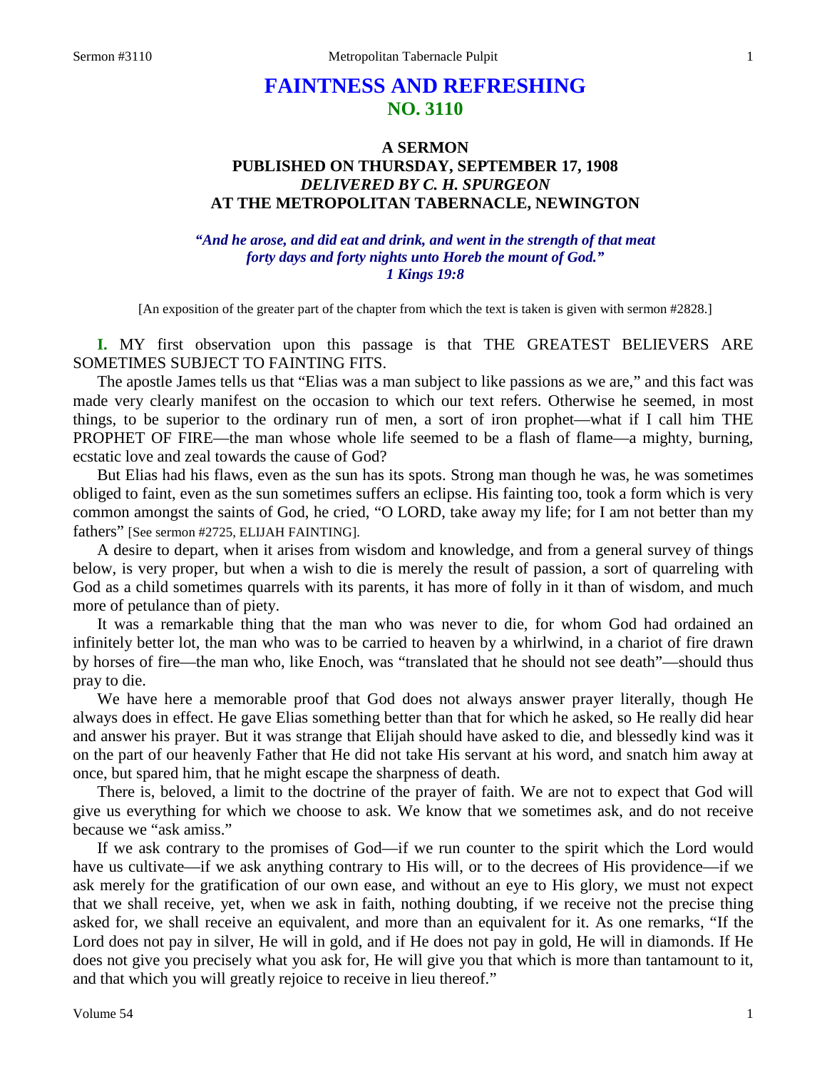# FAINTNESS AND REFRESHING
## NO. 3110

### A SERMON
### PUBLISHED ON THURSDAY, SEPTEMBER 17, 1908
### *DELIVERED BY C. H. SPURGEON*
### AT THE METROPOLITAN TABERNACLE, NEWINGTON

***"And he arose, and did eat and drink, and went in the strength of that meat forty days and forty nights unto Horeb the mount of God." 1 Kings 19:8***

[An exposition of the greater part of the chapter from which the text is taken is given with sermon #2828.]

**I.** MY first observation upon this passage is that THE GREATEST BELIEVERS ARE SOMETIMES SUBJECT TO FAINTING FITS.

The apostle James tells us that "Elias was a man subject to like passions as we are," and this fact was made very clearly manifest on the occasion to which our text refers. Otherwise he seemed, in most things, to be superior to the ordinary run of men, a sort of iron prophet—what if I call him THE PROPHET OF FIRE—the man whose whole life seemed to be a flash of flame—a mighty, burning, ecstatic love and zeal towards the cause of God?

But Elias had his flaws, even as the sun has its spots. Strong man though he was, he was sometimes obliged to faint, even as the sun sometimes suffers an eclipse. His fainting too, took a form which is very common amongst the saints of God, he cried, "O LORD, take away my life; for I am not better than my fathers" [See sermon #2725, ELIJAH FAINTING].

A desire to depart, when it arises from wisdom and knowledge, and from a general survey of things below, is very proper, but when a wish to die is merely the result of passion, a sort of quarreling with God as a child sometimes quarrels with its parents, it has more of folly in it than of wisdom, and much more of petulance than of piety.

It was a remarkable thing that the man who was never to die, for whom God had ordained an infinitely better lot, the man who was to be carried to heaven by a whirlwind, in a chariot of fire drawn by horses of fire—the man who, like Enoch, was "translated that he should not see death"—should thus pray to die.

We have here a memorable proof that God does not always answer prayer literally, though He always does in effect. He gave Elias something better than that for which he asked, so He really did hear and answer his prayer. But it was strange that Elijah should have asked to die, and blessedly kind was it on the part of our heavenly Father that He did not take His servant at his word, and snatch him away at once, but spared him, that he might escape the sharpness of death.

There is, beloved, a limit to the doctrine of the prayer of faith. We are not to expect that God will give us everything for which we choose to ask. We know that we sometimes ask, and do not receive because we "ask amiss."

If we ask contrary to the promises of God—if we run counter to the spirit which the Lord would have us cultivate—if we ask anything contrary to His will, or to the decrees of His providence—if we ask merely for the gratification of our own ease, and without an eye to His glory, we must not expect that we shall receive, yet, when we ask in faith, nothing doubting, if we receive not the precise thing asked for, we shall receive an equivalent, and more than an equivalent for it. As one remarks, "If the Lord does not pay in silver, He will in gold, and if He does not pay in gold, He will in diamonds. If He does not give you precisely what you ask for, He will give you that which is more than tantamount to it, and that which you will greatly rejoice to receive in lieu thereof."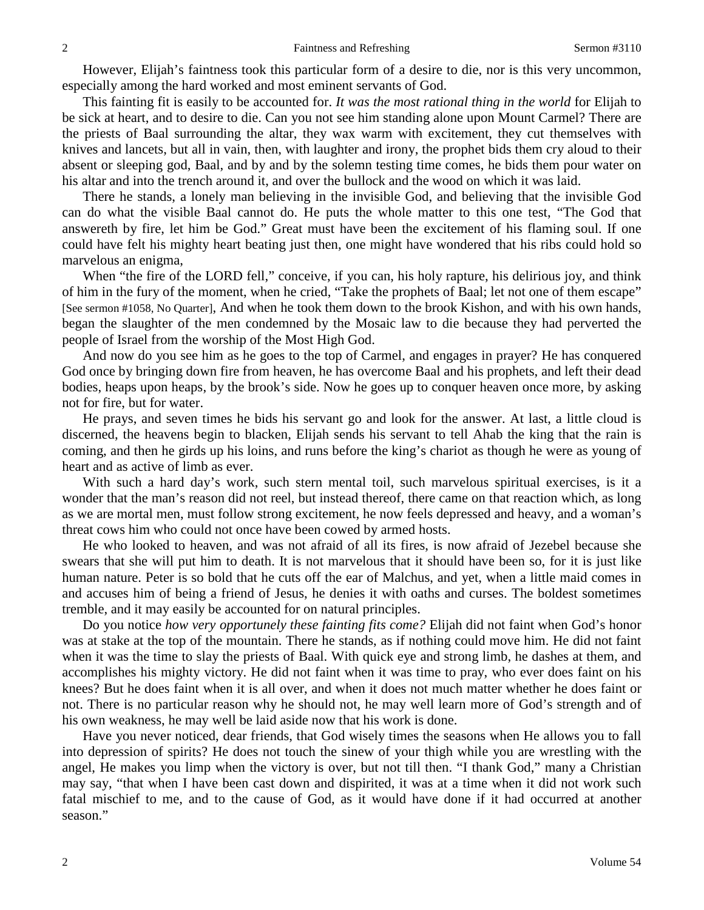However, Elijah's faintness took this particular form of a desire to die, nor is this very uncommon, especially among the hard worked and most eminent servants of God.

This fainting fit is easily to be accounted for. *It was the most rational thing in the world* for Elijah to be sick at heart, and to desire to die. Can you not see him standing alone upon Mount Carmel? There are the priests of Baal surrounding the altar, they wax warm with excitement, they cut themselves with knives and lancets, but all in vain, then, with laughter and irony, the prophet bids them cry aloud to their absent or sleeping god, Baal, and by and by the solemn testing time comes, he bids them pour water on his altar and into the trench around it, and over the bullock and the wood on which it was laid.

There he stands, a lonely man believing in the invisible God, and believing that the invisible God can do what the visible Baal cannot do. He puts the whole matter to this one test, "The God that answereth by fire, let him be God." Great must have been the excitement of his flaming soul. If one could have felt his mighty heart beating just then, one might have wondered that his ribs could hold so marvelous an enigma,

When "the fire of the LORD fell," conceive, if you can, his holy rapture, his delirious joy, and think of him in the fury of the moment, when he cried, "Take the prophets of Baal; let not one of them escape" [See sermon #1058, No Quarter], And when he took them down to the brook Kishon, and with his own hands, began the slaughter of the men condemned by the Mosaic law to die because they had perverted the people of Israel from the worship of the Most High God.

And now do you see him as he goes to the top of Carmel, and engages in prayer? He has conquered God once by bringing down fire from heaven, he has overcome Baal and his prophets, and left their dead bodies, heaps upon heaps, by the brook's side. Now he goes up to conquer heaven once more, by asking not for fire, but for water.

He prays, and seven times he bids his servant go and look for the answer. At last, a little cloud is discerned, the heavens begin to blacken, Elijah sends his servant to tell Ahab the king that the rain is coming, and then he girds up his loins, and runs before the king's chariot as though he were as young of heart and as active of limb as ever.

With such a hard day's work, such stern mental toil, such marvelous spiritual exercises, is it a wonder that the man's reason did not reel, but instead thereof, there came on that reaction which, as long as we are mortal men, must follow strong excitement, he now feels depressed and heavy, and a woman's threat cows him who could not once have been cowed by armed hosts.

He who looked to heaven, and was not afraid of all its fires, is now afraid of Jezebel because she swears that she will put him to death. It is not marvelous that it should have been so, for it is just like human nature. Peter is so bold that he cuts off the ear of Malchus, and yet, when a little maid comes in and accuses him of being a friend of Jesus, he denies it with oaths and curses. The boldest sometimes tremble, and it may easily be accounted for on natural principles.

Do you notice *how very opportunely these fainting fits come?* Elijah did not faint when God's honor was at stake at the top of the mountain. There he stands, as if nothing could move him. He did not faint when it was the time to slay the priests of Baal. With quick eye and strong limb, he dashes at them, and accomplishes his mighty victory. He did not faint when it was time to pray, who ever does faint on his knees? But he does faint when it is all over, and when it does not much matter whether he does faint or not. There is no particular reason why he should not, he may well learn more of God's strength and of his own weakness, he may well be laid aside now that his work is done.

Have you never noticed, dear friends, that God wisely times the seasons when He allows you to fall into depression of spirits? He does not touch the sinew of your thigh while you are wrestling with the angel, He makes you limp when the victory is over, but not till then. "I thank God," many a Christian may say, "that when I have been cast down and dispirited, it was at a time when it did not work such fatal mischief to me, and to the cause of God, as it would have done if it had occurred at another season."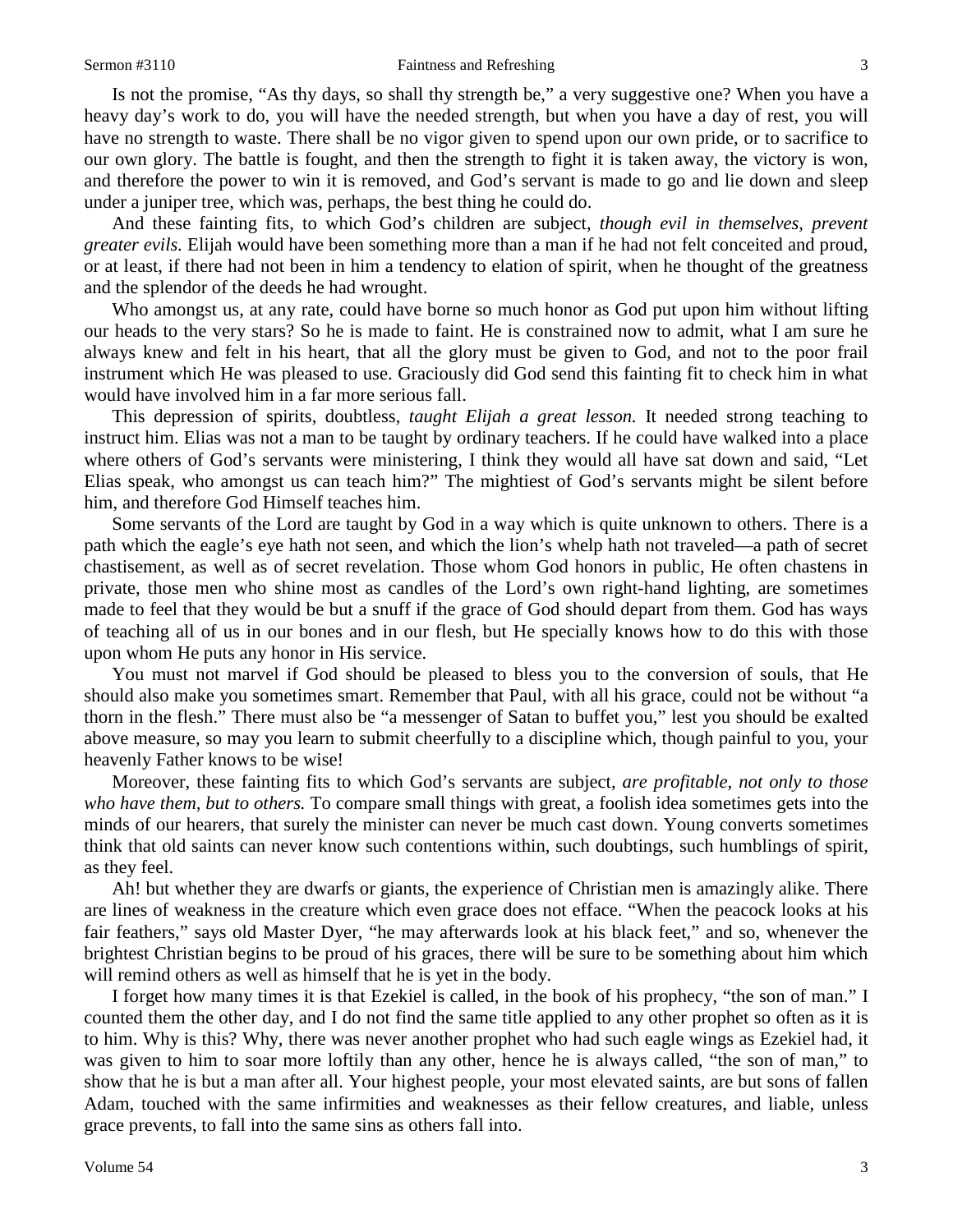Is not the promise, "As thy days, so shall thy strength be," a very suggestive one? When you have a heavy day's work to do, you will have the needed strength, but when you have a day of rest, you will have no strength to waste. There shall be no vigor given to spend upon our own pride, or to sacrifice to our own glory. The battle is fought, and then the strength to fight it is taken away, the victory is won, and therefore the power to win it is removed, and God's servant is made to go and lie down and sleep under a juniper tree, which was, perhaps, the best thing he could do.

And these fainting fits, to which God's children are subject, *though evil in themselves, prevent greater evils.* Elijah would have been something more than a man if he had not felt conceited and proud, or at least, if there had not been in him a tendency to elation of spirit, when he thought of the greatness and the splendor of the deeds he had wrought.

Who amongst us, at any rate, could have borne so much honor as God put upon him without lifting our heads to the very stars? So he is made to faint. He is constrained now to admit, what I am sure he always knew and felt in his heart, that all the glory must be given to God, and not to the poor frail instrument which He was pleased to use. Graciously did God send this fainting fit to check him in what would have involved him in a far more serious fall.

This depression of spirits, doubtless, *taught Elijah a great lesson.* It needed strong teaching to instruct him. Elias was not a man to be taught by ordinary teachers. If he could have walked into a place where others of God's servants were ministering, I think they would all have sat down and said, "Let Elias speak, who amongst us can teach him?" The mightiest of God's servants might be silent before him, and therefore God Himself teaches him.

Some servants of the Lord are taught by God in a way which is quite unknown to others. There is a path which the eagle's eye hath not seen, and which the lion's whelp hath not traveled—a path of secret chastisement, as well as of secret revelation. Those whom God honors in public, He often chastens in private, those men who shine most as candles of the Lord's own right-hand lighting, are sometimes made to feel that they would be but a snuff if the grace of God should depart from them. God has ways of teaching all of us in our bones and in our flesh, but He specially knows how to do this with those upon whom He puts any honor in His service.

You must not marvel if God should be pleased to bless you to the conversion of souls, that He should also make you sometimes smart. Remember that Paul, with all his grace, could not be without "a thorn in the flesh." There must also be "a messenger of Satan to buffet you," lest you should be exalted above measure, so may you learn to submit cheerfully to a discipline which, though painful to you, your heavenly Father knows to be wise!

Moreover, these fainting fits to which God's servants are subject, *are profitable, not only to those who have them, but to others.* To compare small things with great, a foolish idea sometimes gets into the minds of our hearers, that surely the minister can never be much cast down. Young converts sometimes think that old saints can never know such contentions within, such doubtings, such humblings of spirit, as they feel.

Ah! but whether they are dwarfs or giants, the experience of Christian men is amazingly alike. There are lines of weakness in the creature which even grace does not efface. "When the peacock looks at his fair feathers," says old Master Dyer, "he may afterwards look at his black feet," and so, whenever the brightest Christian begins to be proud of his graces, there will be sure to be something about him which will remind others as well as himself that he is yet in the body.

I forget how many times it is that Ezekiel is called, in the book of his prophecy, "the son of man." I counted them the other day, and I do not find the same title applied to any other prophet so often as it is to him. Why is this? Why, there was never another prophet who had such eagle wings as Ezekiel had, it was given to him to soar more loftily than any other, hence he is always called, "the son of man," to show that he is but a man after all. Your highest people, your most elevated saints, are but sons of fallen Adam, touched with the same infirmities and weaknesses as their fellow creatures, and liable, unless grace prevents, to fall into the same sins as others fall into.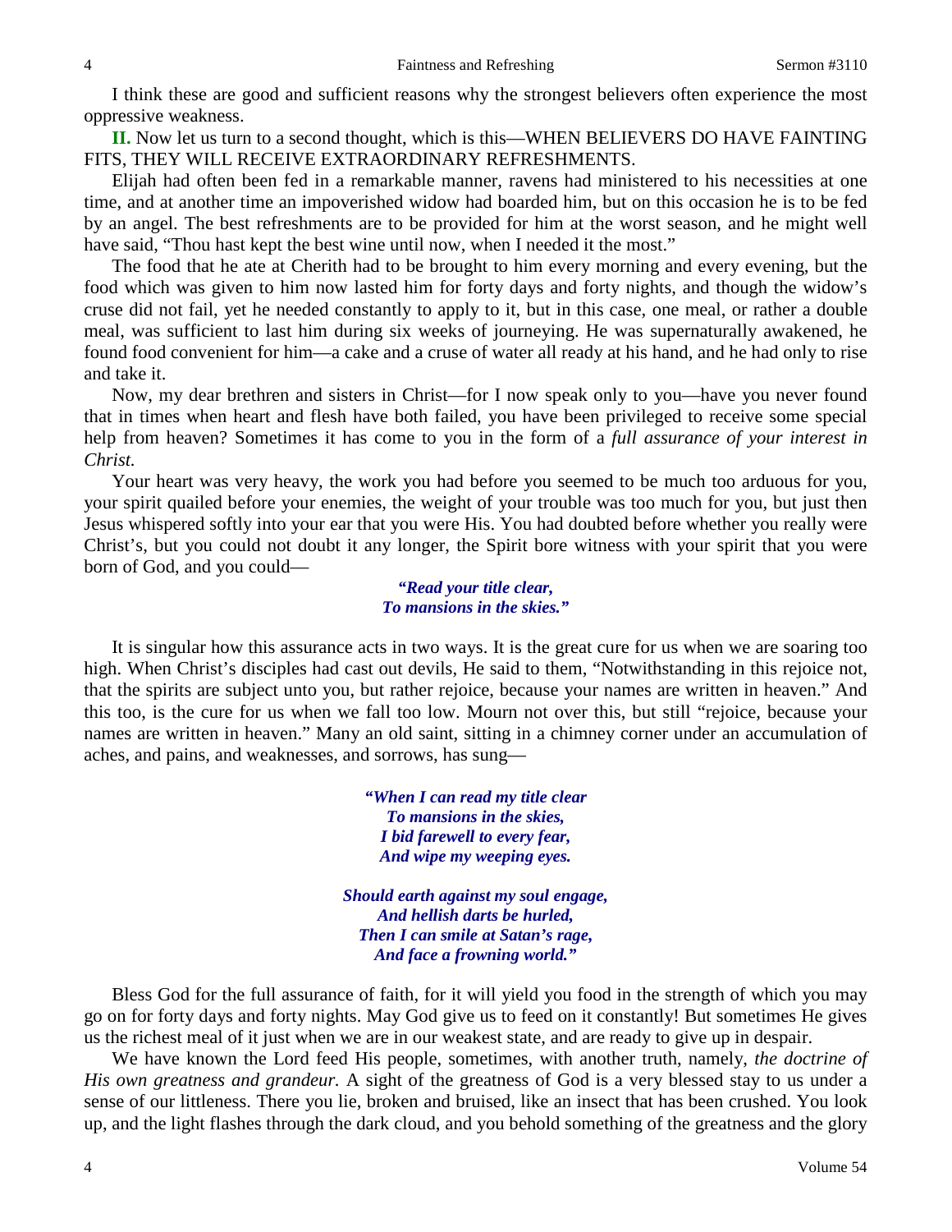I think these are good and sufficient reasons why the strongest believers often experience the most oppressive weakness.

**II.** Now let us turn to a second thought, which is this—WHEN BELIEVERS DO HAVE FAINTING FITS, THEY WILL RECEIVE EXTRAORDINARY REFRESHMENTS.

Elijah had often been fed in a remarkable manner, ravens had ministered to his necessities at one time, and at another time an impoverished widow had boarded him, but on this occasion he is to be fed by an angel. The best refreshments are to be provided for him at the worst season, and he might well have said, "Thou hast kept the best wine until now, when I needed it the most."

The food that he ate at Cherith had to be brought to him every morning and every evening, but the food which was given to him now lasted him for forty days and forty nights, and though the widow's cruse did not fail, yet he needed constantly to apply to it, but in this case, one meal, or rather a double meal, was sufficient to last him during six weeks of journeying. He was supernaturally awakened, he found food convenient for him—a cake and a cruse of water all ready at his hand, and he had only to rise and take it.

Now, my dear brethren and sisters in Christ—for I now speak only to you—have you never found that in times when heart and flesh have both failed, you have been privileged to receive some special help from heaven? Sometimes it has come to you in the form of a *full assurance of your interest in Christ.*

Your heart was very heavy, the work you had before you seemed to be much too arduous for you, your spirit quailed before your enemies, the weight of your trouble was too much for you, but just then Jesus whispered softly into your ear that you were His. You had doubted before whether you really were Christ's, but you could not doubt it any longer, the Spirit bore witness with your spirit that you were born of God, and you could—

> ***"Read your title clear,***
> ***To mansions in the skies."***

It is singular how this assurance acts in two ways. It is the great cure for us when we are soaring too high. When Christ's disciples had cast out devils, He said to them, "Notwithstanding in this rejoice not, that the spirits are subject unto you, but rather rejoice, because your names are written in heaven." And this too, is the cure for us when we fall too low. Mourn not over this, but still "rejoice, because your names are written in heaven." Many an old saint, sitting in a chimney corner under an accumulation of aches, and pains, and weaknesses, and sorrows, has sung—

> ***"When I can read my title clear***
> ***To mansions in the skies,***
> ***I bid farewell to every fear,***
> ***And wipe my weeping eyes.***
>
> ***Should earth against my soul engage,***
> ***And hellish darts be hurled,***
> ***Then I can smile at Satan's rage,***
> ***And face a frowning world."***

Bless God for the full assurance of faith, for it will yield you food in the strength of which you may go on for forty days and forty nights. May God give us to feed on it constantly! But sometimes He gives us the richest meal of it just when we are in our weakest state, and are ready to give up in despair.

We have known the Lord feed His people, sometimes, with another truth, namely, *the doctrine of His own greatness and grandeur.* A sight of the greatness of God is a very blessed stay to us under a sense of our littleness. There you lie, broken and bruised, like an insect that has been crushed. You look up, and the light flashes through the dark cloud, and you behold something of the greatness and the glory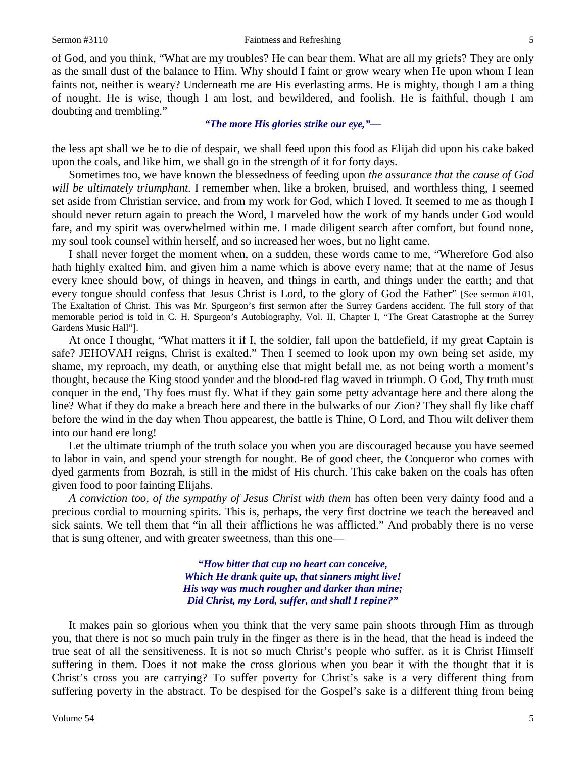of God, and you think, "What are my troubles? He can bear them. What are all my griefs? They are only as the small dust of the balance to Him. Why should I faint or grow weary when He upon whom I lean faints not, neither is weary? Underneath me are His everlasting arms. He is mighty, though I am a thing of nought. He is wise, though I am lost, and bewildered, and foolish. He is faithful, though I am doubting and trembling."

*"The more His glories strike our eye,"—*

the less apt shall we be to die of despair, we shall feed upon this food as Elijah did upon his cake baked upon the coals, and like him, we shall go in the strength of it for forty days.

Sometimes too, we have known the blessedness of feeding upon *the assurance that the cause of God will be ultimately triumphant*. I remember when, like a broken, bruised, and worthless thing, I seemed set aside from Christian service, and from my work for God, which I loved. It seemed to me as though I should never return again to preach the Word, I marveled how the work of my hands under God would fare, and my spirit was overwhelmed within me. I made diligent search after comfort, but found none, my soul took counsel within herself, and so increased her woes, but no light came.

I shall never forget the moment when, on a sudden, these words came to me, "Wherefore God also hath highly exalted him, and given him a name which is above every name; that at the name of Jesus every knee should bow, of things in heaven, and things in earth, and things under the earth; and that every tongue should confess that Jesus Christ is Lord, to the glory of God the Father" [See sermon #101, The Exaltation of Christ. This was Mr. Spurgeon's first sermon after the Surrey Gardens accident. The full story of that memorable period is told in C. H. Spurgeon's Autobiography, Vol. II, Chapter I, "The Great Catastrophe at the Surrey Gardens Music Hall"].

At once I thought, "What matters it if I, the soldier, fall upon the battlefield, if my great Captain is safe? JEHOVAH reigns, Christ is exalted." Then I seemed to look upon my own being set aside, my shame, my reproach, my death, or anything else that might befall me, as not being worth a moment's thought, because the King stood yonder and the blood-red flag waved in triumph. O God, Thy truth must conquer in the end, Thy foes must fly. What if they gain some petty advantage here and there along the line? What if they do make a breach here and there in the bulwarks of our Zion? They shall fly like chaff before the wind in the day when Thou appearest, the battle is Thine, O Lord, and Thou wilt deliver them into our hand ere long!

Let the ultimate triumph of the truth solace you when you are discouraged because you have seemed to labor in vain, and spend your strength for nought. Be of good cheer, the Conqueror who comes with dyed garments from Bozrah, is still in the midst of His church. This cake baken on the coals has often given food to poor fainting Elijahs.

*A conviction too, of the sympathy of Jesus Christ with them* has often been very dainty food and a precious cordial to mourning spirits. This is, perhaps, the very first doctrine we teach the bereaved and sick saints. We tell them that "in all their afflictions he was afflicted." And probably there is no verse that is sung oftener, and with greater sweetness, than this one—

*"How bitter that cup no heart can conceive,*
*Which He drank quite up, that sinners might live!*
*His way was much rougher and darker than mine;*
*Did Christ, my Lord, suffer, and shall I repine?"*

It makes pain so glorious when you think that the very same pain shoots through Him as through you, that there is not so much pain truly in the finger as there is in the head, that the head is indeed the true seat of all the sensitiveness. It is not so much Christ's people who suffer, as it is Christ Himself suffering in them. Does it not make the cross glorious when you bear it with the thought that it is Christ's cross you are carrying? To suffer poverty for Christ's sake is a very different thing from suffering poverty in the abstract. To be despised for the Gospel's sake is a different thing from being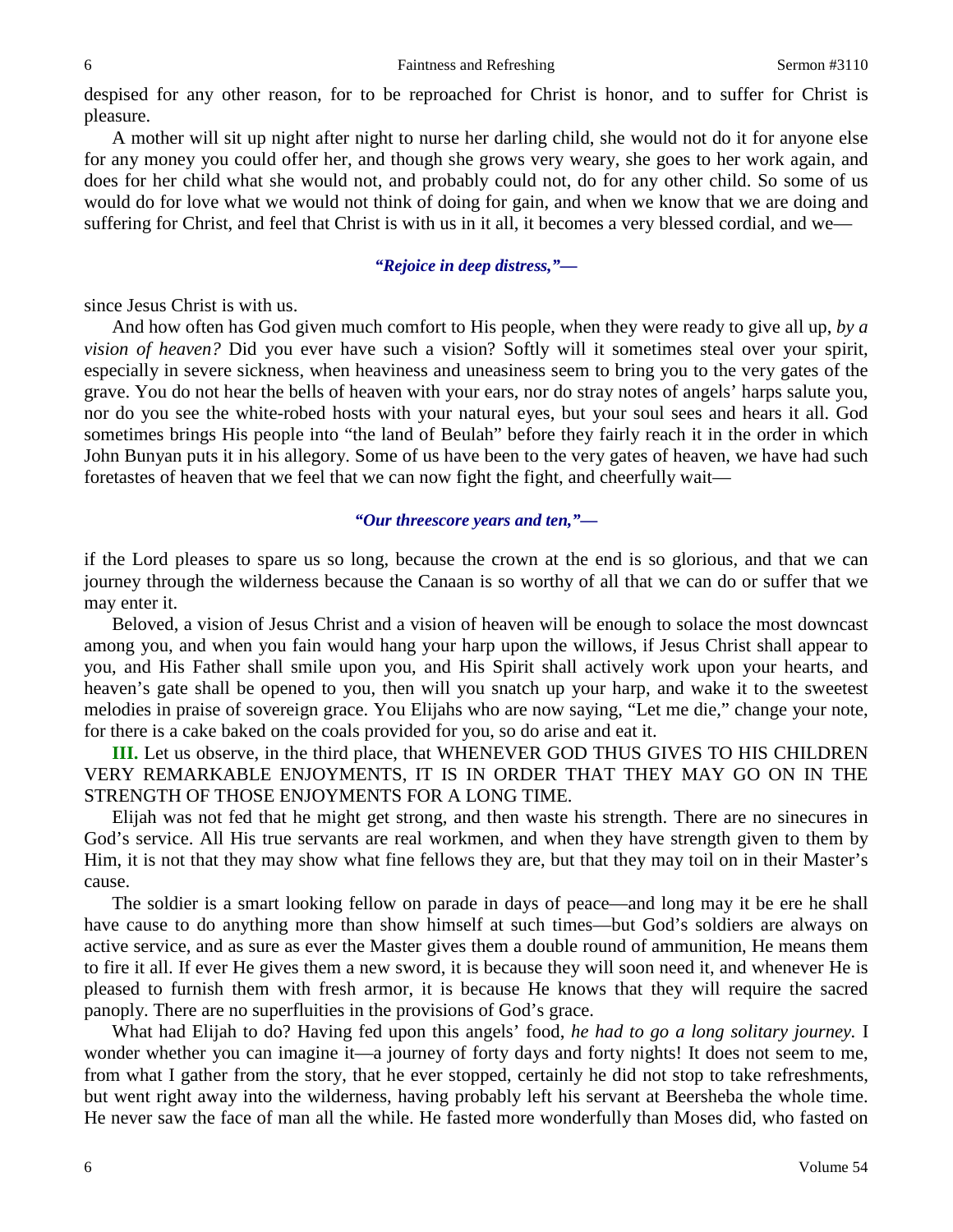despised for any other reason, for to be reproached for Christ is honor, and to suffer for Christ is pleasure.

A mother will sit up night after night to nurse her darling child, she would not do it for anyone else for any money you could offer her, and though she grows very weary, she goes to her work again, and does for her child what she would not, and probably could not, do for any other child. So some of us would do for love what we would not think of doing for gain, and when we know that we are doing and suffering for Christ, and feel that Christ is with us in it all, it becomes a very blessed cordial, and we—

> ***"Rejoice in deep distress,"—***

since Jesus Christ is with us.

And how often has God given much comfort to His people, when they were ready to give all up, *by a vision of heaven?* Did you ever have such a vision? Softly will it sometimes steal over your spirit, especially in severe sickness, when heaviness and uneasiness seem to bring you to the very gates of the grave. You do not hear the bells of heaven with your ears, nor do stray notes of angels' harps salute you, nor do you see the white-robed hosts with your natural eyes, but your soul sees and hears it all. God sometimes brings His people into "the land of Beulah" before they fairly reach it in the order in which John Bunyan puts it in his allegory. Some of us have been to the very gates of heaven, we have had such foretastes of heaven that we feel that we can now fight the fight, and cheerfully wait—

> ***"Our threescore years and ten,"—***

if the Lord pleases to spare us so long, because the crown at the end is so glorious, and that we can journey through the wilderness because the Canaan is so worthy of all that we can do or suffer that we may enter it.

Beloved, a vision of Jesus Christ and a vision of heaven will be enough to solace the most downcast among you, and when you fain would hang your harp upon the willows, if Jesus Christ shall appear to you, and His Father shall smile upon you, and His Spirit shall actively work upon your hearts, and heaven's gate shall be opened to you, then will you snatch up your harp, and wake it to the sweetest melodies in praise of sovereign grace. You Elijahs who are now saying, "Let me die," change your note, for there is a cake baked on the coals provided for you, so do arise and eat it.

**III.** Let us observe, in the third place, that WHENEVER GOD THUS GIVES TO HIS CHILDREN VERY REMARKABLE ENJOYMENTS, IT IS IN ORDER THAT THEY MAY GO ON IN THE STRENGTH OF THOSE ENJOYMENTS FOR A LONG TIME.

Elijah was not fed that he might get strong, and then waste his strength. There are no sinecures in God's service. All His true servants are real workmen, and when they have strength given to them by Him, it is not that they may show what fine fellows they are, but that they may toil on in their Master's cause.

The soldier is a smart looking fellow on parade in days of peace—and long may it be ere he shall have cause to do anything more than show himself at such times—but God's soldiers are always on active service, and as sure as ever the Master gives them a double round of ammunition, He means them to fire it all. If ever He gives them a new sword, it is because they will soon need it, and whenever He is pleased to furnish them with fresh armor, it is because He knows that they will require the sacred panoply. There are no superfluities in the provisions of God's grace.

What had Elijah to do? Having fed upon this angels' food, *he had to go a long solitary journey.* I wonder whether you can imagine it—a journey of forty days and forty nights! It does not seem to me, from what I gather from the story, that he ever stopped, certainly he did not stop to take refreshments, but went right away into the wilderness, having probably left his servant at Beersheba the whole time. He never saw the face of man all the while. He fasted more wonderfully than Moses did, who fasted on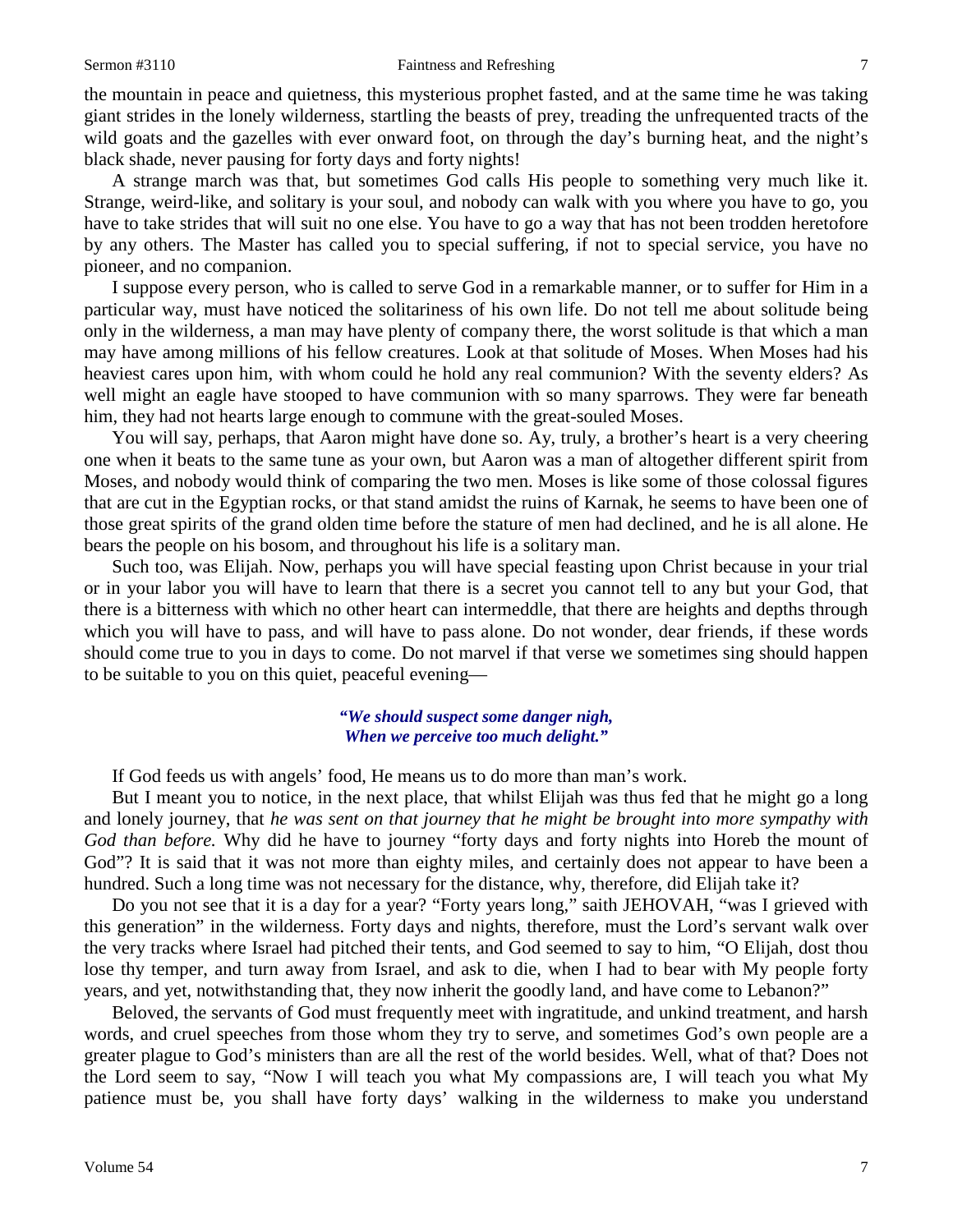the mountain in peace and quietness, this mysterious prophet fasted, and at the same time he was taking giant strides in the lonely wilderness, startling the beasts of prey, treading the unfrequented tracts of the wild goats and the gazelles with ever onward foot, on through the day's burning heat, and the night's black shade, never pausing for forty days and forty nights!

A strange march was that, but sometimes God calls His people to something very much like it. Strange, weird-like, and solitary is your soul, and nobody can walk with you where you have to go, you have to take strides that will suit no one else. You have to go a way that has not been trodden heretofore by any others. The Master has called you to special suffering, if not to special service, you have no pioneer, and no companion.

I suppose every person, who is called to serve God in a remarkable manner, or to suffer for Him in a particular way, must have noticed the solitariness of his own life. Do not tell me about solitude being only in the wilderness, a man may have plenty of company there, the worst solitude is that which a man may have among millions of his fellow creatures. Look at that solitude of Moses. When Moses had his heaviest cares upon him, with whom could he hold any real communion? With the seventy elders? As well might an eagle have stooped to have communion with so many sparrows. They were far beneath him, they had not hearts large enough to commune with the great-souled Moses.

You will say, perhaps, that Aaron might have done so. Ay, truly, a brother's heart is a very cheering one when it beats to the same tune as your own, but Aaron was a man of altogether different spirit from Moses, and nobody would think of comparing the two men. Moses is like some of those colossal figures that are cut in the Egyptian rocks, or that stand amidst the ruins of Karnak, he seems to have been one of those great spirits of the grand olden time before the stature of men had declined, and he is all alone. He bears the people on his bosom, and throughout his life is a solitary man.

Such too, was Elijah. Now, perhaps you will have special feasting upon Christ because in your trial or in your labor you will have to learn that there is a secret you cannot tell to any but your God, that there is a bitterness with which no other heart can intermeddle, that there are heights and depths through which you will have to pass, and will have to pass alone. Do not wonder, dear friends, if these words should come true to you in days to come. Do not marvel if that verse we sometimes sing should happen to be suitable to you on this quiet, peaceful evening—

> ***"We should suspect some danger nigh,***
> ***When we perceive too much delight."***

If God feeds us with angels' food, He means us to do more than man's work.

But I meant you to notice, in the next place, that whilst Elijah was thus fed that he might go a long and lonely journey, that *he was sent on that journey that he might be brought into more sympathy with God than before.* Why did he have to journey "forty days and forty nights into Horeb the mount of God"? It is said that it was not more than eighty miles, and certainly does not appear to have been a hundred. Such a long time was not necessary for the distance, why, therefore, did Elijah take it?

Do you not see that it is a day for a year? "Forty years long," saith JEHOVAH, "was I grieved with this generation" in the wilderness. Forty days and nights, therefore, must the Lord's servant walk over the very tracks where Israel had pitched their tents, and God seemed to say to him, "O Elijah, dost thou lose thy temper, and turn away from Israel, and ask to die, when I had to bear with My people forty years, and yet, notwithstanding that, they now inherit the goodly land, and have come to Lebanon?"

Beloved, the servants of God must frequently meet with ingratitude, and unkind treatment, and harsh words, and cruel speeches from those whom they try to serve, and sometimes God's own people are a greater plague to God's ministers than are all the rest of the world besides. Well, what of that? Does not the Lord seem to say, "Now I will teach you what My compassions are, I will teach you what My patience must be, you shall have forty days' walking in the wilderness to make you understand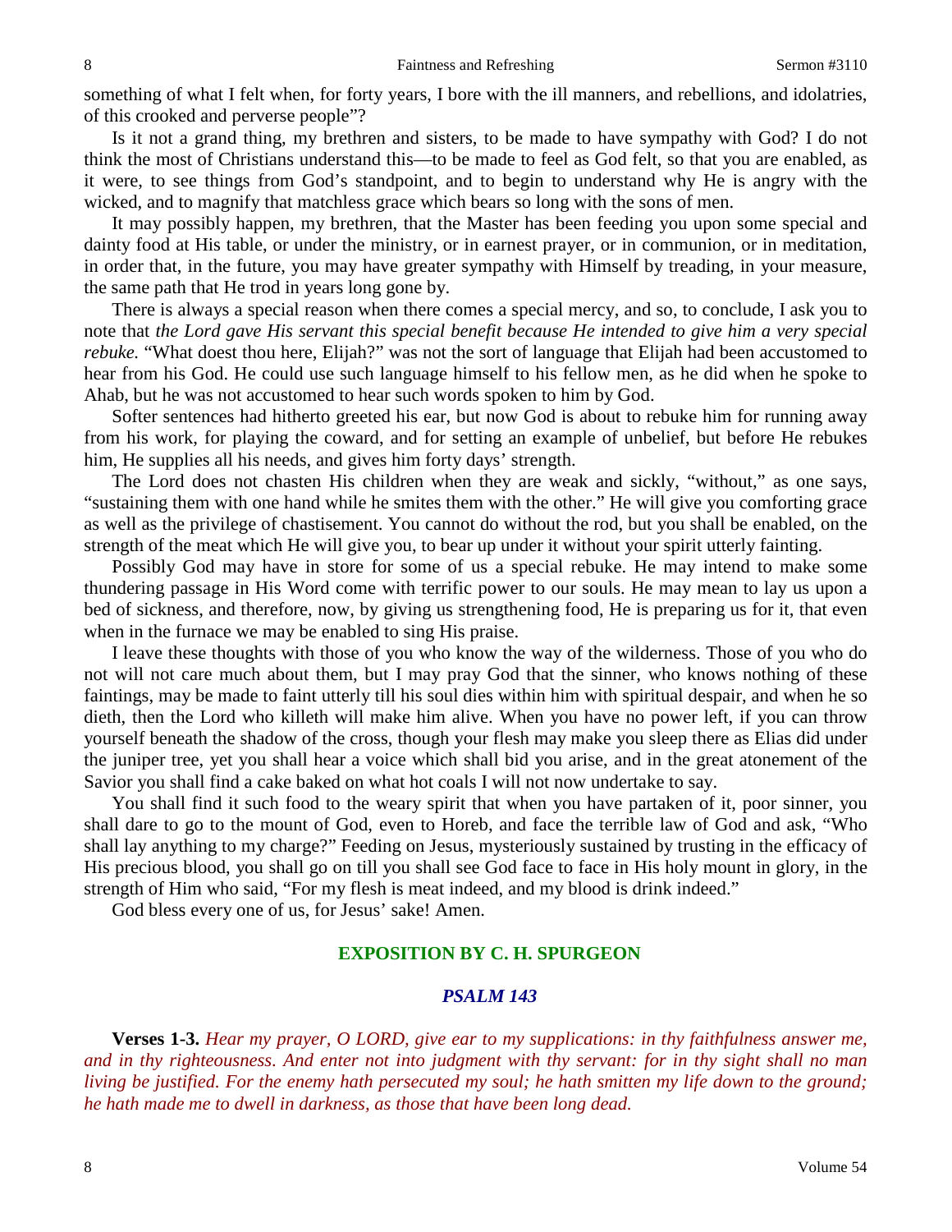something of what I felt when, for forty years, I bore with the ill manners, and rebellions, and idolatries, of this crooked and perverse people"?

Is it not a grand thing, my brethren and sisters, to be made to have sympathy with God? I do not think the most of Christians understand this—to be made to feel as God felt, so that you are enabled, as it were, to see things from God's standpoint, and to begin to understand why He is angry with the wicked, and to magnify that matchless grace which bears so long with the sons of men.

It may possibly happen, my brethren, that the Master has been feeding you upon some special and dainty food at His table, or under the ministry, or in earnest prayer, or in communion, or in meditation, in order that, in the future, you may have greater sympathy with Himself by treading, in your measure, the same path that He trod in years long gone by.

There is always a special reason when there comes a special mercy, and so, to conclude, I ask you to note that *the Lord gave His servant this special benefit because He intended to give him a very special rebuke.* "What doest thou here, Elijah?" was not the sort of language that Elijah had been accustomed to hear from his God. He could use such language himself to his fellow men, as he did when he spoke to Ahab, but he was not accustomed to hear such words spoken to him by God.

Softer sentences had hitherto greeted his ear, but now God is about to rebuke him for running away from his work, for playing the coward, and for setting an example of unbelief, but before He rebukes him, He supplies all his needs, and gives him forty days' strength.

The Lord does not chasten His children when they are weak and sickly, "without," as one says, "sustaining them with one hand while he smites them with the other." He will give you comforting grace as well as the privilege of chastisement. You cannot do without the rod, but you shall be enabled, on the strength of the meat which He will give you, to bear up under it without your spirit utterly fainting.

Possibly God may have in store for some of us a special rebuke. He may intend to make some thundering passage in His Word come with terrific power to our souls. He may mean to lay us upon a bed of sickness, and therefore, now, by giving us strengthening food, He is preparing us for it, that even when in the furnace we may be enabled to sing His praise.

I leave these thoughts with those of you who know the way of the wilderness. Those of you who do not will not care much about them, but I may pray God that the sinner, who knows nothing of these faintings, may be made to faint utterly till his soul dies within him with spiritual despair, and when he so dieth, then the Lord who killeth will make him alive. When you have no power left, if you can throw yourself beneath the shadow of the cross, though your flesh may make you sleep there as Elias did under the juniper tree, yet you shall hear a voice which shall bid you arise, and in the great atonement of the Savior you shall find a cake baked on what hot coals I will not now undertake to say.

You shall find it such food to the weary spirit that when you have partaken of it, poor sinner, you shall dare to go to the mount of God, even to Horeb, and face the terrible law of God and ask, "Who shall lay anything to my charge?" Feeding on Jesus, mysteriously sustained by trusting in the efficacy of His precious blood, you shall go on till you shall see God face to face in His holy mount in glory, in the strength of Him who said, "For my flesh is meat indeed, and my blood is drink indeed."

God bless every one of us, for Jesus' sake! Amen.

## EXPOSITION BY C. H. SPURGEON

### *PSALM 143*

**Verses 1-3.** *Hear my prayer, O LORD, give ear to my supplications: in thy faithfulness answer me, and in thy righteousness. And enter not into judgment with thy servant: for in thy sight shall no man living be justified. For the enemy hath persecuted my soul; he hath smitten my life down to the ground; he hath made me to dwell in darkness, as those that have been long dead.*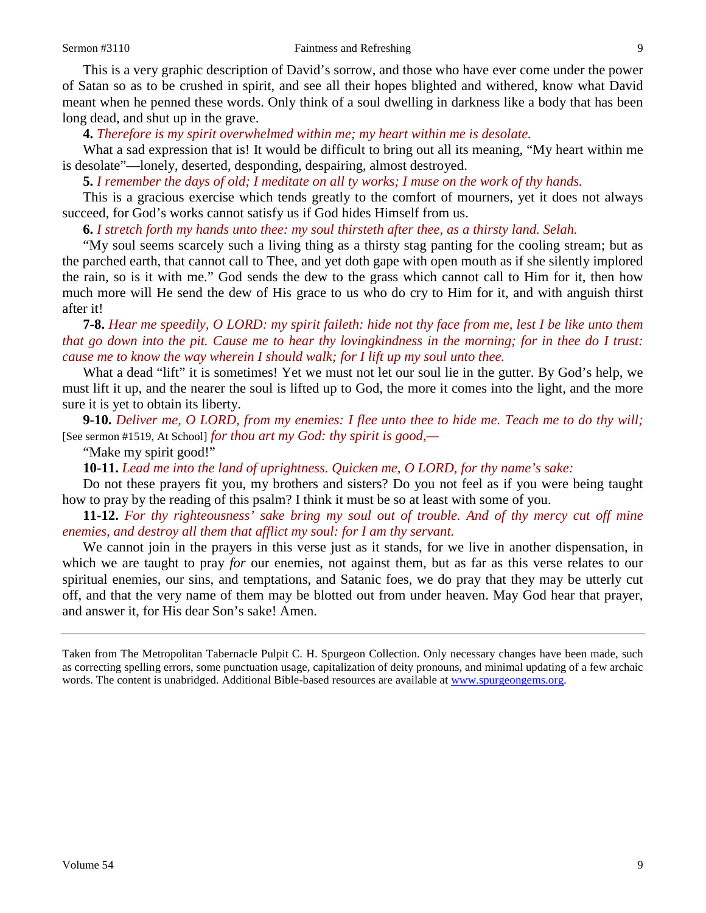This is a very graphic description of David's sorrow, and those who have ever come under the power of Satan so as to be crushed in spirit, and see all their hopes blighted and withered, know what David meant when he penned these words. Only think of a soul dwelling in darkness like a body that has been long dead, and shut up in the grave.

**4.** *Therefore is my spirit overwhelmed within me; my heart within me is desolate.*

What a sad expression that is! It would be difficult to bring out all its meaning, "My heart within me is desolate"—lonely, deserted, desponding, despairing, almost destroyed.

**5.** *I remember the days of old; I meditate on all ty works; I muse on the work of thy hands.*

This is a gracious exercise which tends greatly to the comfort of mourners, yet it does not always succeed, for God's works cannot satisfy us if God hides Himself from us.

**6.** *I stretch forth my hands unto thee: my soul thirsteth after thee, as a thirsty land. Selah.*

"My soul seems scarcely such a living thing as a thirsty stag panting for the cooling stream; but as the parched earth, that cannot call to Thee, and yet doth gape with open mouth as if she silently implored the rain, so is it with me." God sends the dew to the grass which cannot call to Him for it, then how much more will He send the dew of His grace to us who do cry to Him for it, and with anguish thirst after it!

**7-8.** *Hear me speedily, O LORD: my spirit faileth: hide not thy face from me, lest I be like unto them that go down into the pit. Cause me to hear thy lovingkindness in the morning; for in thee do I trust: cause me to know the way wherein I should walk; for I lift up my soul unto thee.*

What a dead "lift" it is sometimes! Yet we must not let our soul lie in the gutter. By God's help, we must lift it up, and the nearer the soul is lifted up to God, the more it comes into the light, and the more sure it is yet to obtain its liberty.

**9-10.** *Deliver me, O LORD, from my enemies: I flee unto thee to hide me. Teach me to do thy will;* [See sermon #1519, At School] *for thou art my God: thy spirit is good,—*

"Make my spirit good!"

**10-11.** *Lead me into the land of uprightness. Quicken me, O LORD, for thy name's sake:*

Do not these prayers fit you, my brothers and sisters? Do you not feel as if you were being taught how to pray by the reading of this psalm? I think it must be so at least with some of you.

**11-12.** *For thy righteousness' sake bring my soul out of trouble. And of thy mercy cut off mine enemies, and destroy all them that afflict my soul: for I am thy servant.*

We cannot join in the prayers in this verse just as it stands, for we live in another dispensation, in which we are taught to pray *for* our enemies, not against them, but as far as this verse relates to our spiritual enemies, our sins, and temptations, and Satanic foes, we do pray that they may be utterly cut off, and that the very name of them may be blotted out from under heaven. May God hear that prayer, and answer it, for His dear Son's sake! Amen.

---

Taken from The Metropolitan Tabernacle Pulpit C. H. Spurgeon Collection. Only necessary changes have been made, such as correcting spelling errors, some punctuation usage, capitalization of deity pronouns, and minimal updating of a few archaic words. The content is unabridged. Additional Bible-based resources are available at www.spurgeongems.org.